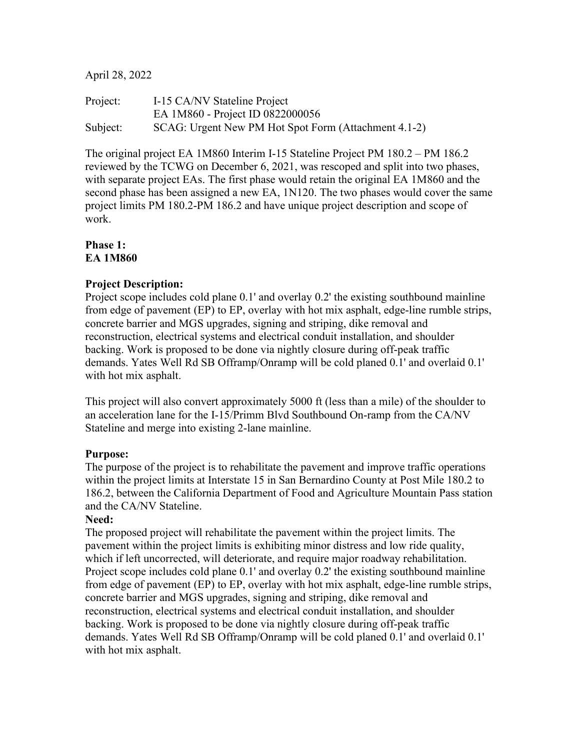April 28, 2022

| | |
|---|---|
| Project: | I-15 CA/NV Stateline Project |
| | EA 1M860 - Project ID 0822000056 |
| Subject: | SCAG: Urgent New PM Hot Spot Form (Attachment 4.1-2) |

The original project EA 1M860 Interim I-15 Stateline Project PM 180.2 – PM 186.2 reviewed by the TCWG on December 6, 2021, was rescoped and split into two phases, with separate project EAs. The first phase would retain the original EA 1M860 and the second phase has been assigned a new EA, 1N120. The two phases would cover the same project limits PM 180.2-PM 186.2 and have unique project description and scope of work.

**Phase 1:**
**EA 1M860**

**Project Description:**
Project scope includes cold plane 0.1' and overlay 0.2' the existing southbound mainline from edge of pavement (EP) to EP, overlay with hot mix asphalt, edge-line rumble strips, concrete barrier and MGS upgrades, signing and striping, dike removal and reconstruction, electrical systems and electrical conduit installation, and shoulder backing. Work is proposed to be done via nightly closure during off-peak traffic demands. Yates Well Rd SB Offramp/Onramp will be cold planed 0.1' and overlaid 0.1' with hot mix asphalt.

This project will also convert approximately 5000 ft (less than a mile) of the shoulder to an acceleration lane for the I-15/Primm Blvd Southbound On-ramp from the CA/NV Stateline and merge into existing 2-lane mainline.

**Purpose:**
The purpose of the project is to rehabilitate the pavement and improve traffic operations within the project limits at Interstate 15 in San Bernardino County at Post Mile 180.2 to 186.2, between the California Department of Food and Agriculture Mountain Pass station and the CA/NV Stateline.

**Need:**
The proposed project will rehabilitate the pavement within the project limits. The pavement within the project limits is exhibiting minor distress and low ride quality, which if left uncorrected, will deteriorate, and require major roadway rehabilitation. Project scope includes cold plane 0.1' and overlay 0.2' the existing southbound mainline from edge of pavement (EP) to EP, overlay with hot mix asphalt, edge-line rumble strips, concrete barrier and MGS upgrades, signing and striping, dike removal and reconstruction, electrical systems and electrical conduit installation, and shoulder backing. Work is proposed to be done via nightly closure during off-peak traffic demands. Yates Well Rd SB Offramp/Onramp will be cold planed 0.1' and overlaid 0.1' with hot mix asphalt.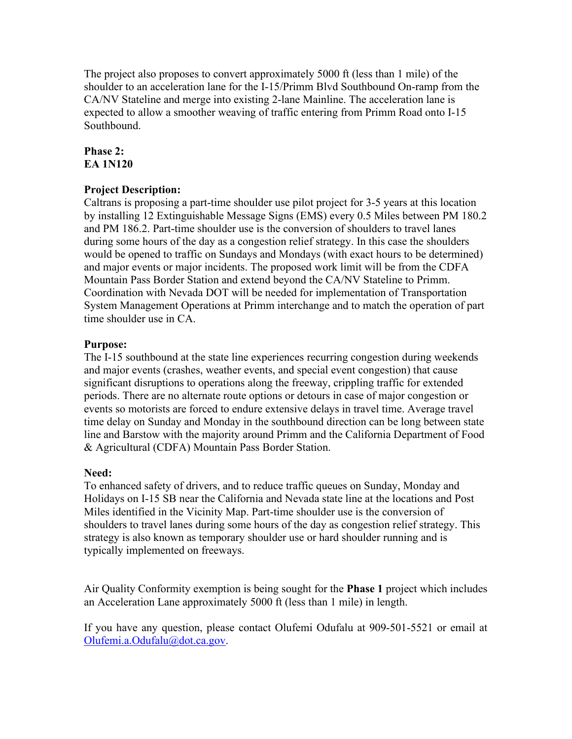The project also proposes to convert approximately 5000 ft (less than 1 mile) of the shoulder to an acceleration lane for the I-15/Primm Blvd Southbound On-ramp from the CA/NV Stateline and merge into existing 2-lane Mainline. The acceleration lane is expected to allow a smoother weaving of traffic entering from Primm Road onto I-15 Southbound.

**Phase 2:**
**EA 1N120**

**Project Description:**
Caltrans is proposing a part-time shoulder use pilot project for 3-5 years at this location by installing 12 Extinguishable Message Signs (EMS) every 0.5 Miles between PM 180.2 and PM 186.2. Part-time shoulder use is the conversion of shoulders to travel lanes during some hours of the day as a congestion relief strategy. In this case the shoulders would be opened to traffic on Sundays and Mondays (with exact hours to be determined) and major events or major incidents. The proposed work limit will be from the CDFA Mountain Pass Border Station and extend beyond the CA/NV Stateline to Primm. Coordination with Nevada DOT will be needed for implementation of Transportation System Management Operations at Primm interchange and to match the operation of part time shoulder use in CA.

**Purpose:**
The I-15 southbound at the state line experiences recurring congestion during weekends and major events (crashes, weather events, and special event congestion) that cause significant disruptions to operations along the freeway, crippling traffic for extended periods. There are no alternate route options or detours in case of major congestion or events so motorists are forced to endure extensive delays in travel time. Average travel time delay on Sunday and Monday in the southbound direction can be long between state line and Barstow with the majority around Primm and the California Department of Food & Agricultural (CDFA) Mountain Pass Border Station.

**Need:**
To enhanced safety of drivers, and to reduce traffic queues on Sunday, Monday and Holidays on I-15 SB near the California and Nevada state line at the locations and Post Miles identified in the Vicinity Map. Part-time shoulder use is the conversion of shoulders to travel lanes during some hours of the day as congestion relief strategy. This strategy is also known as temporary shoulder use or hard shoulder running and is typically implemented on freeways.

Air Quality Conformity exemption is being sought for the **Phase 1** project which includes an Acceleration Lane approximately 5000 ft (less than 1 mile) in length.

If you have any question, please contact Olufemi Odufalu at 909-501-5521 or email at Olufemi.a.Odufalu@dot.ca.gov.